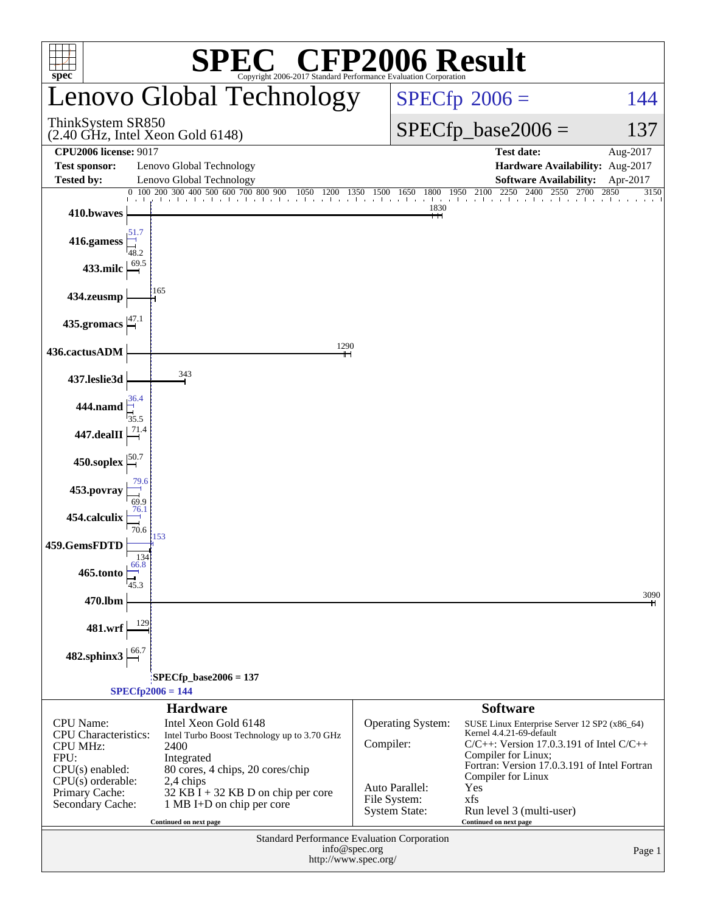# SPEC CFP2006 Result

Copyright 2006-2017 Standard Performance Evaluation Corporation

## Lenovo Global Technology

ThinkSystem SR850
(2.40 GHz, Intel Xeon Gold 6148)

SPECfp 2006 = 144

SPECfp_base2006 = 137

| | | | |
|---|---|---|---|
| **CPU2006 license:** 9017 | | **Test date:** | Aug-2017 |
| **Test sponsor:** | Lenovo Global Technology | **Hardware Availability:** | Aug-2017 |
| **Tested by:** | Lenovo Global Technology | **Software Availability:** | Apr-2017 |

| Benchmark | Peak | Base |
|---|---|---|
| 410.bwaves | | 1830 |
| 416.gamess | 51.7 | 48.2 |
| 433.milc | | 69.5 |
| 434.zeusmp | | 165 |
| 435.gromacs | | 47.1 |
| 436.cactusADM | | 1290 |
| 437.leslie3d | | 343 |
| 444.namd | 36.4 | 35.5 |
| 447.dealII | | 71.4 |
| 450.soplex | | 50.7 |
| 453.povray | 79.6 | 69.9 |
| 454.calculix | 76.1 | 70.6 |
| 459.GemsFDTD | 153 | 134 |
| 465.tonto | 66.8 | 45.3 |
| 470.lbm | | 3090 |
| 481.wrf | | 129 |
| 482.sphinx3 | | 66.7 |

SPECfp_base2006 = 137

SPECfp2006 = 144

### Hardware

| | |
|---|---|
| CPU Name: | Intel Xeon Gold 6148 |
| CPU Characteristics: | Intel Turbo Boost Technology up to 3.70 GHz |
| CPU MHz: | 2400 |
| FPU: | Integrated |
| CPU(s) enabled: | 80 cores, 4 chips, 20 cores/chip |
| CPU(s) orderable: | 2,4 chips |
| Primary Cache: | 32 KB I + 32 KB D on chip per core |
| Secondary Cache: | 1 MB I+D on chip per core |

Continued on next page

### Software

| | |
|---|---|
| Operating System: | SUSE Linux Enterprise Server 12 SP2 (x86_64) Kernel 4.4.21-69-default |
| Compiler: | C/C++: Version 17.0.3.191 of Intel C/C++ Compiler for Linux; Fortran: Version 17.0.3.191 of Intel Fortran Compiler for Linux |
| Auto Parallel: | Yes |
| File System: | xfs |
| System State: | Run level 3 (multi-user) |

Continued on next page

Standard Performance Evaluation Corporation
info@spec.org
http://www.spec.org/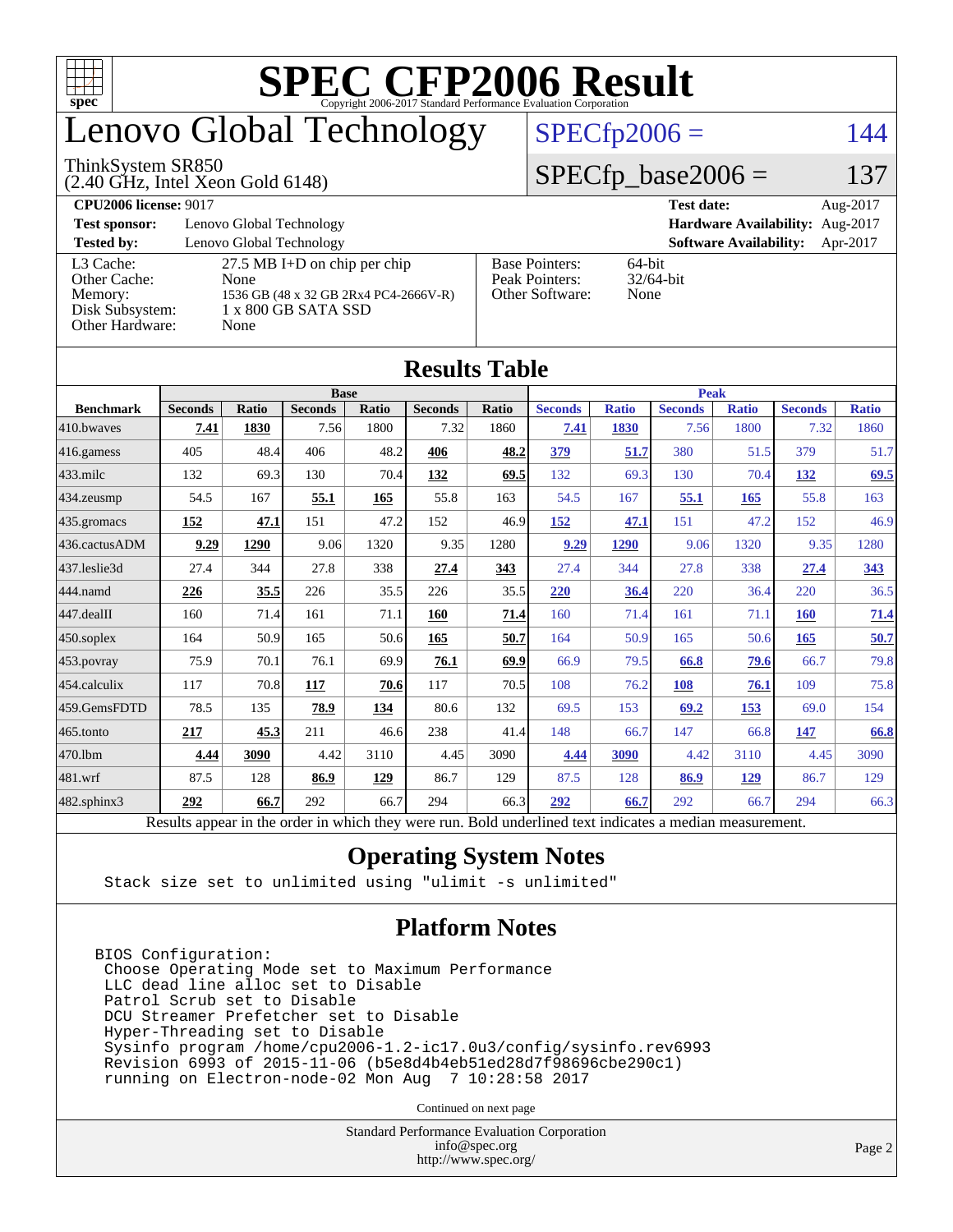# SPEC CFP2006 Result

Copyright 2006-2017 Standard Performance Evaluation Corporation

# Lenovo Global Technology

ThinkSystem SR850
(2.40 GHz, Intel Xeon Gold 6148)

SPECfp2006 = 144

SPECfp_base2006 = 137

| | | | |
|---|---|---|---|
| **CPU2006 license:** 9017 | | **Test date:** | Aug-2017 |
| **Test sponsor:** | Lenovo Global Technology | **Hardware Availability:** | Aug-2017 |
| **Tested by:** | Lenovo Global Technology | **Software Availability:** | Apr-2017 |

| | | | |
|---|---|---|---|
| L3 Cache: | 27.5 MB I+D on chip per chip | Base Pointers: | 64-bit |
| Other Cache: | None | Peak Pointers: | 32/64-bit |
| Memory: | 1536 GB (48 x 32 GB 2Rx4 PC4-2666V-R) | Other Software: | None |
| Disk Subsystem: | 1 x 800 GB SATA SSD | | |
| Other Hardware: | None | | |

## Results Table

| | Base | | | | | | Peak | | | | | |
|---|---|---|---|---|---|---|---|---|---|---|---|---|
| **Benchmark** | **Seconds** | **Ratio** | **Seconds** | **Ratio** | **Seconds** | **Ratio** | **Seconds** | **Ratio** | **Seconds** | **Ratio** | **Seconds** | **Ratio** |
| 410.bwaves | **7.41** | **1830** | 7.56 | 1800 | 7.32 | 1860 | **7.41** | **1830** | 7.56 | 1800 | 7.32 | 1860 |
| 416.gamess | 405 | 48.4 | 406 | 48.2 | **406** | **48.2** | **379** | **51.7** | 380 | 51.5 | 379 | 51.7 |
| 433.milc | 132 | 69.3 | 130 | 70.4 | **132** | **69.5** | 132 | 69.3 | 130 | 70.4 | **132** | **69.5** |
| 434.zeusmp | 54.5 | 167 | **55.1** | **165** | 55.8 | 163 | 54.5 | 167 | **55.1** | **165** | 55.8 | 163 |
| 435.gromacs | **152** | **47.1** | 151 | 47.2 | 152 | 46.9 | **152** | **47.1** | 151 | 47.2 | 152 | 46.9 |
| 436.cactusADM | **9.29** | **1290** | 9.06 | 1320 | 9.35 | 1280 | **9.29** | **1290** | 9.06 | 1320 | 9.35 | 1280 |
| 437.leslie3d | 27.4 | 344 | 27.8 | 338 | **27.4** | **343** | 27.4 | 344 | 27.8 | 338 | **27.4** | **343** |
| 444.namd | **226** | **35.5** | 226 | 35.5 | 226 | 35.5 | **220** | **36.4** | 220 | 36.4 | 220 | 36.5 |
| 447.dealII | 160 | 71.4 | 161 | 71.1 | **160** | **71.4** | 160 | 71.4 | 161 | 71.1 | **160** | **71.4** |
| 450.soplex | 164 | 50.9 | 165 | 50.6 | **165** | **50.7** | 164 | 50.9 | 165 | 50.6 | **165** | **50.7** |
| 453.povray | 75.9 | 70.1 | 76.1 | 69.9 | **76.1** | **69.9** | 66.9 | 79.5 | **66.8** | **79.6** | 66.7 | 79.8 |
| 454.calculix | 117 | 70.8 | **117** | **70.6** | 117 | 70.5 | 108 | 76.2 | **108** | **76.1** | 109 | 75.8 |
| 459.GemsFDTD | 78.5 | 135 | **78.9** | **134** | 80.6 | 132 | 69.5 | 153 | **69.2** | **153** | 69.0 | 154 |
| 465.tonto | **217** | **45.3** | 211 | 46.6 | 238 | 41.4 | 148 | 66.7 | 147 | 66.8 | **147** | **66.8** |
| 470.lbm | **4.44** | **3090** | 4.42 | 3110 | 4.45 | 3090 | **4.44** | **3090** | 4.42 | 3110 | 4.45 | 3090 |
| 481.wrf | 87.5 | 128 | **86.9** | **129** | 86.7 | 129 | 87.5 | 128 | **86.9** | **129** | 86.7 | 129 |
| 482.sphinx3 | **292** | **66.7** | 292 | 66.7 | 294 | 66.3 | **292** | **66.7** | 292 | 66.7 | 294 | 66.3 |

Results appear in the order in which they were run. Bold underlined text indicates a median measurement.

## Operating System Notes

```
Stack size set to unlimited using "ulimit -s unlimited"
```

## Platform Notes

```
BIOS Configuration:
 Choose Operating Mode set to Maximum Performance
 LLC dead line alloc set to Disable
 Patrol Scrub set to Disable
 DCU Streamer Prefetcher set to Disable
 Hyper-Threading set to Disable
 Sysinfo program /home/cpu2006-1.2-ic17.0u3/config/sysinfo.rev6993
 Revision 6993 of 2015-11-06 (b5e8d4b4eb51ed28d7f98696cbe290c1)
 running on Electron-node-02 Mon Aug  7 10:28:58 2017
```

Continued on next page

Standard Performance Evaluation Corporation
info@spec.org
http://www.spec.org/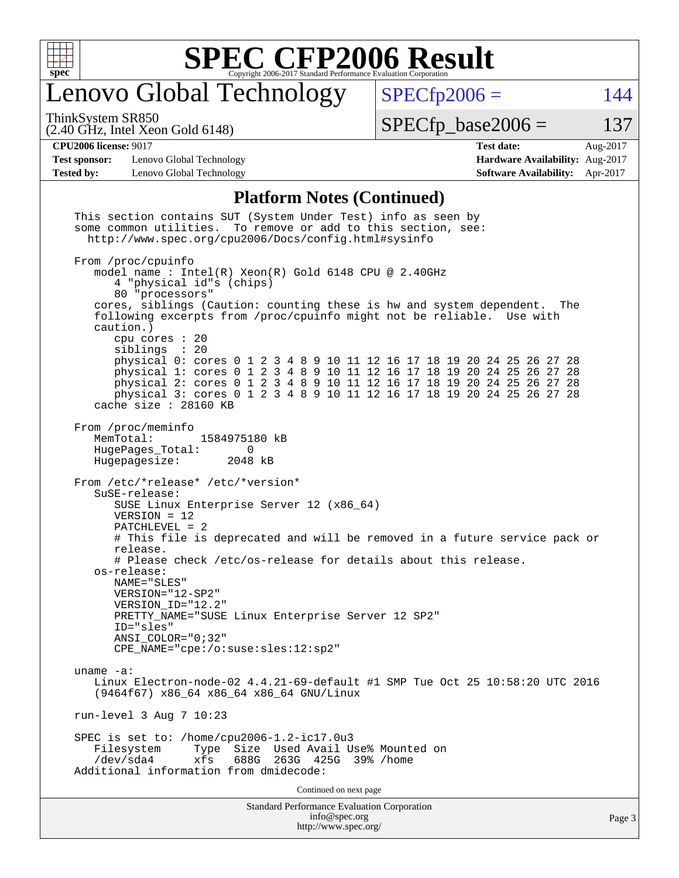# Lenovo Global Technology

ThinkSystem SR850
(2.40 GHz, Intel Xeon Gold 6148)

SPECfp2006 = 144

SPECfp_base2006 = 137

**CPU2006 license:** 9017
**Test sponsor:** Lenovo Global Technology
**Tested by:** Lenovo Global Technology

**Test date:** Aug-2017
**Hardware Availability:** Aug-2017
**Software Availability:** Apr-2017

## Platform Notes (Continued)

```
This section contains SUT (System Under Test) info as seen by
some common utilities.  To remove or add to this section, see:
  http://www.spec.org/cpu2006/Docs/config.html#sysinfo

From /proc/cpuinfo
   model name : Intel(R) Xeon(R) Gold 6148 CPU @ 2.40GHz
      4 "physical id"s (chips)
      80 "processors"
   cores, siblings (Caution: counting these is hw and system dependent.  The
   following excerpts from /proc/cpuinfo might not be reliable.  Use with
   caution.)
      cpu cores : 20
      siblings  : 20
      physical 0: cores 0 1 2 3 4 8 9 10 11 12 16 17 18 19 20 24 25 26 27 28
      physical 1: cores 0 1 2 3 4 8 9 10 11 12 16 17 18 19 20 24 25 26 27 28
      physical 2: cores 0 1 2 3 4 8 9 10 11 12 16 17 18 19 20 24 25 26 27 28
      physical 3: cores 0 1 2 3 4 8 9 10 11 12 16 17 18 19 20 24 25 26 27 28
   cache size : 28160 KB

From /proc/meminfo
   MemTotal:       1584975180 kB
   HugePages_Total:       0
   Hugepagesize:       2048 kB

From /etc/*release* /etc/*version*
   SuSE-release:
      SUSE Linux Enterprise Server 12 (x86_64)
      VERSION = 12
      PATCHLEVEL = 2
      # This file is deprecated and will be removed in a future service pack or
      release.
      # Please check /etc/os-release for details about this release.
   os-release:
      NAME="SLES"
      VERSION="12-SP2"
      VERSION_ID="12.2"
      PRETTY_NAME="SUSE Linux Enterprise Server 12 SP2"
      ID="sles"
      ANSI_COLOR="0;32"
      CPE_NAME="cpe:/o:suse:sles:12:sp2"

uname -a:
   Linux Electron-node-02 4.4.21-69-default #1 SMP Tue Oct 25 10:58:20 UTC 2016
   (9464f67) x86_64 x86_64 x86_64 GNU/Linux

run-level 3 Aug 7 10:23

SPEC is set to: /home/cpu2006-1.2-ic17.0u3
   Filesystem     Type  Size  Used Avail Use% Mounted on
   /dev/sda4      xfs   688G  263G  425G  39% /home
Additional information from dmidecode:
```

Continued on next page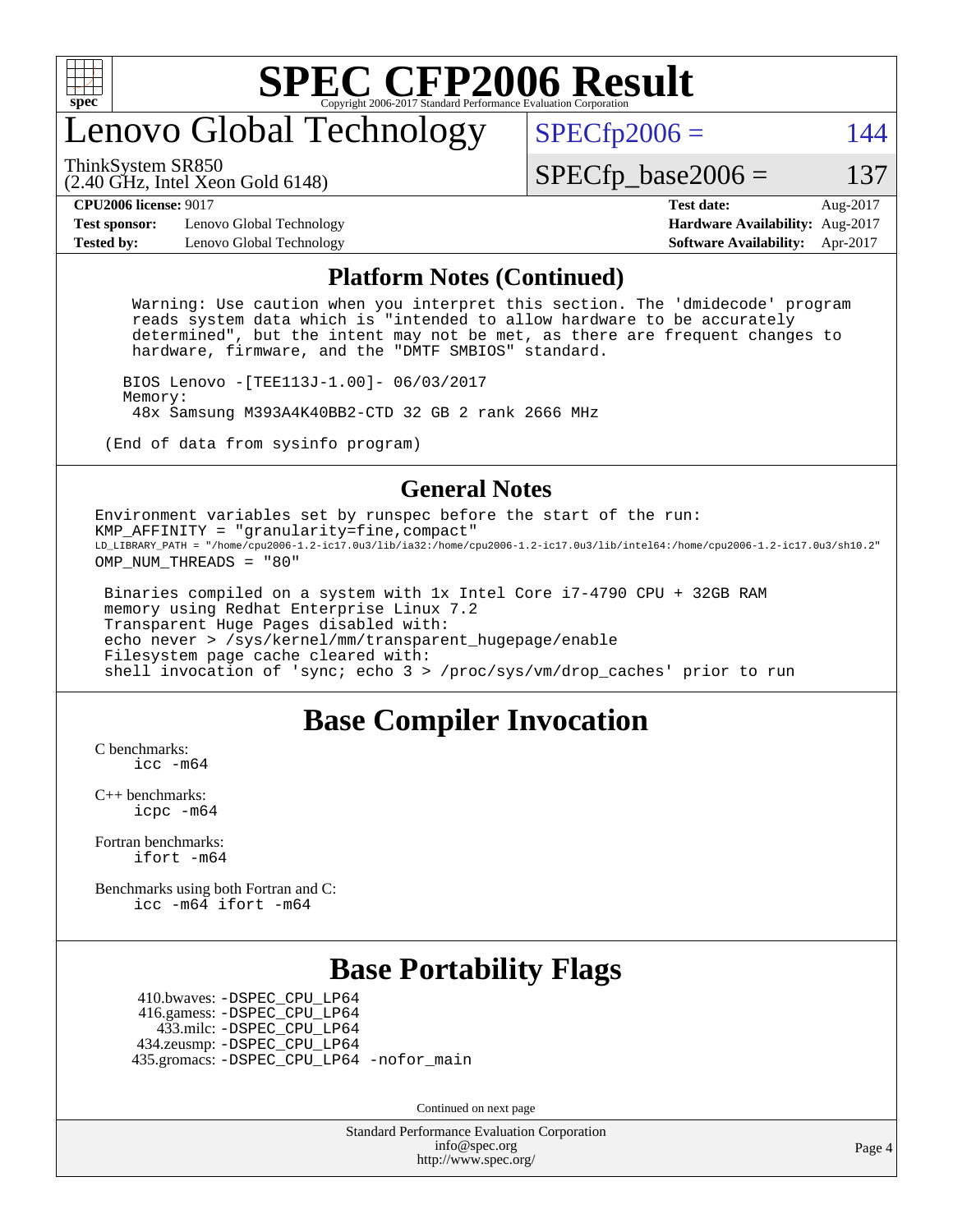# SPEC CFP2006 Result

Copyright 2006-2017 Standard Performance Evaluation Corporation

## Lenovo Global Technology

ThinkSystem SR850
(2.40 GHz, Intel Xeon Gold 6148)

SPECfp2006 = 144

SPECfp_base2006 = 137

**CPU2006 license:** 9017
**Test sponsor:** Lenovo Global Technology
**Tested by:** Lenovo Global Technology

**Test date:** Aug-2017
**Hardware Availability:** Aug-2017
**Software Availability:** Apr-2017

### Platform Notes (Continued)

```
Warning: Use caution when you interpret this section. The 'dmidecode' program
reads system data which is "intended to allow hardware to be accurately
determined", but the intent may not be met, as there are frequent changes to
hardware, firmware, and the "DMTF SMBIOS" standard.

BIOS Lenovo -[TEE113J-1.00]- 06/03/2017
Memory:
 48x Samsung M393A4K40BB2-CTD 32 GB 2 rank 2666 MHz

(End of data from sysinfo program)
```

### General Notes

```
Environment variables set by runspec before the start of the run:
KMP_AFFINITY = "granularity=fine,compact"
LD_LIBRARY_PATH = "/home/cpu2006-1.2-ic17.0u3/lib/ia32:/home/cpu2006-1.2-ic17.0u3/lib/intel64:/home/cpu2006-1.2-ic17.0u3/sh10.2"
OMP_NUM_THREADS = "80"

 Binaries compiled on a system with 1x Intel Core i7-4790 CPU + 32GB RAM
 memory using Redhat Enterprise Linux 7.2
 Transparent Huge Pages disabled with:
 echo never > /sys/kernel/mm/transparent_hugepage/enable
 Filesystem page cache cleared with:
 shell invocation of 'sync; echo 3 > /proc/sys/vm/drop_caches' prior to run
```

## Base Compiler Invocation

C benchmarks:
  icc -m64

C++ benchmarks:
  icpc -m64

Fortran benchmarks:
  ifort -m64

Benchmarks using both Fortran and C:
  icc -m64 ifort -m64

## Base Portability Flags

410.bwaves: -DSPEC_CPU_LP64
416.gamess: -DSPEC_CPU_LP64
433.milc: -DSPEC_CPU_LP64
434.zeusmp: -DSPEC_CPU_LP64
435.gromacs: -DSPEC_CPU_LP64 -nofor_main

Continued on next page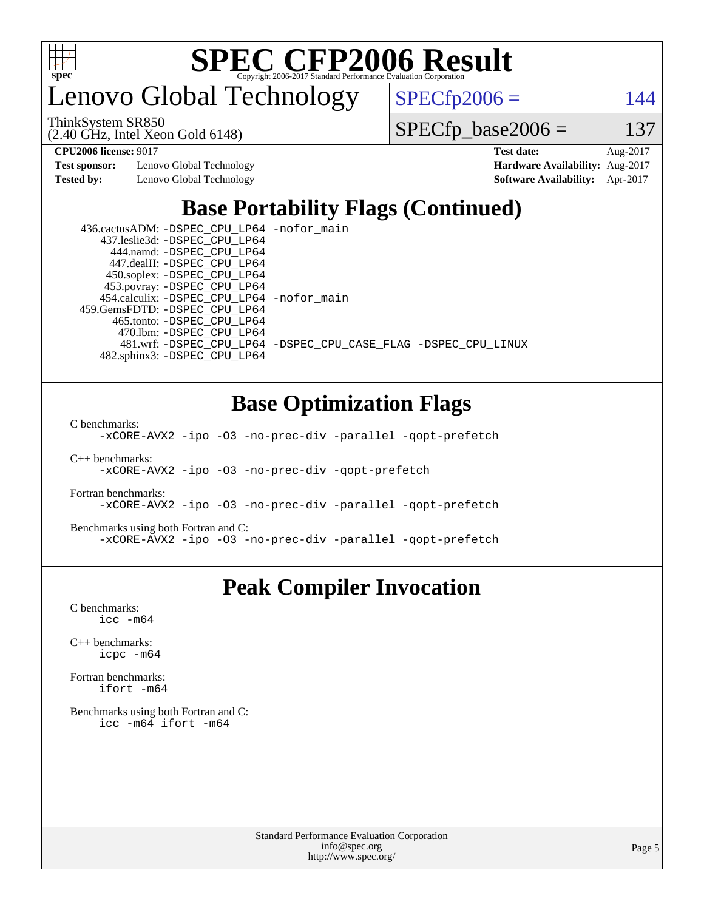## Base Portability Flags (Continued)

```
  436.cactusADM: -DSPEC_CPU_LP64 -nofor_main
    437.leslie3d: -DSPEC_CPU_LP64
       444.namd: -DSPEC_CPU_LP64
      447.dealII: -DSPEC_CPU_LP64
      450.soplex: -DSPEC_CPU_LP64
      453.povray: -DSPEC_CPU_LP64
    454.calculix: -DSPEC_CPU_LP64 -nofor_main
  459.GemsFDTD: -DSPEC_CPU_LP64
      465.tonto: -DSPEC_CPU_LP64
        470.lbm: -DSPEC_CPU_LP64
        481.wrf: -DSPEC_CPU_LP64 -DSPEC_CPU_CASE_FLAG -DSPEC_CPU_LINUX
    482.sphinx3: -DSPEC_CPU_LP64
```

## Base Optimization Flags

C benchmarks:

```
-xCORE-AVX2 -ipo -O3 -no-prec-div -parallel -qopt-prefetch
```

C++ benchmarks:

```
-xCORE-AVX2 -ipo -O3 -no-prec-div -qopt-prefetch
```

Fortran benchmarks:

```
-xCORE-AVX2 -ipo -O3 -no-prec-div -parallel -qopt-prefetch
```

Benchmarks using both Fortran and C:

```
-xCORE-AVX2 -ipo -O3 -no-prec-div -parallel -qopt-prefetch
```

## Peak Compiler Invocation

C benchmarks:

```
icc -m64
```

C++ benchmarks:

```
icpc -m64
```

Fortran benchmarks:

```
ifort -m64
```

Benchmarks using both Fortran and C:

```
icc -m64 ifort -m64
```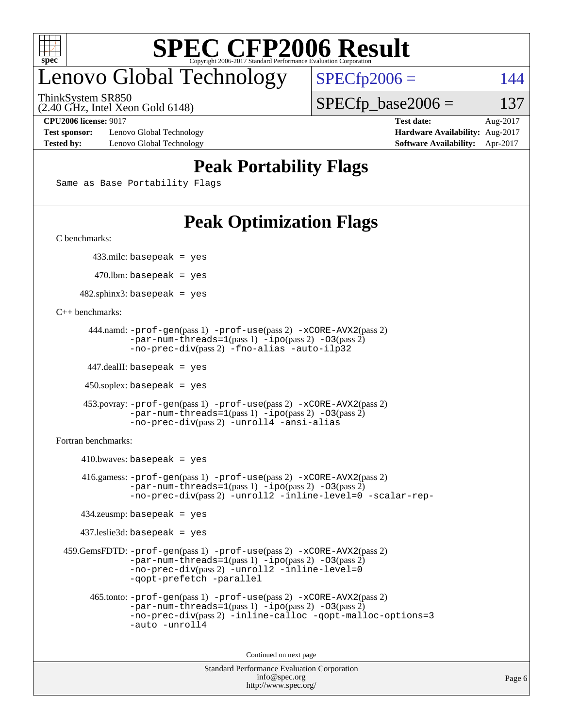# Lenovo Global Technology

ThinkSystem SR850
(2.40 GHz, Intel Xeon Gold 6148)

SPECfp2006 = 144

SPECfp_base2006 = 137

**CPU2006 license:** 9017
**Test sponsor:** Lenovo Global Technology
**Tested by:** Lenovo Global Technology

**Test date:** Aug-2017
**Hardware Availability:** Aug-2017
**Software Availability:** Apr-2017

## Peak Portability Flags

Same as Base Portability Flags

## Peak Optimization Flags

C benchmarks:

433.milc: basepeak = yes

470.lbm: basepeak = yes

482.sphinx3: basepeak = yes

C++ benchmarks:

444.namd: -prof-gen(pass 1) -prof-use(pass 2) -xCORE-AVX2(pass 2) -par-num-threads=1(pass 1) -ipo(pass 2) -O3(pass 2) -no-prec-div(pass 2) -fno-alias -auto-ilp32

447.dealII: basepeak = yes

450.soplex: basepeak = yes

453.povray: -prof-gen(pass 1) -prof-use(pass 2) -xCORE-AVX2(pass 2) -par-num-threads=1(pass 1) -ipo(pass 2) -O3(pass 2) -no-prec-div(pass 2) -unroll4 -ansi-alias

Fortran benchmarks:

410.bwaves: basepeak = yes

416.gamess: -prof-gen(pass 1) -prof-use(pass 2) -xCORE-AVX2(pass 2) -par-num-threads=1(pass 1) -ipo(pass 2) -O3(pass 2) -no-prec-div(pass 2) -unroll2 -inline-level=0 -scalar-rep-

434.zeusmp: basepeak = yes

437.leslie3d: basepeak = yes

459.GemsFDTD: -prof-gen(pass 1) -prof-use(pass 2) -xCORE-AVX2(pass 2) -par-num-threads=1(pass 1) -ipo(pass 2) -O3(pass 2) -no-prec-div(pass 2) -unroll2 -inline-level=0 -qopt-prefetch -parallel

465.tonto: -prof-gen(pass 1) -prof-use(pass 2) -xCORE-AVX2(pass 2) -par-num-threads=1(pass 1) -ipo(pass 2) -O3(pass 2) -no-prec-div(pass 2) -inline-calloc -qopt-malloc-options=3 -auto -unroll4

Continued on next page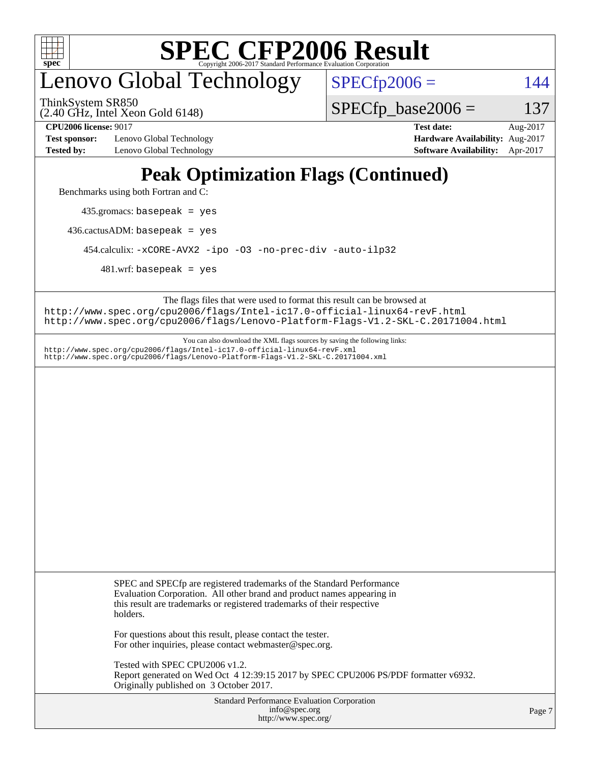# Peak Optimization Flags (Continued)

Benchmarks using both Fortran and C:

435.gromacs: basepeak = yes

436.cactusADM: basepeak = yes

454.calculix: -xCORE-AVX2 -ipo -O3 -no-prec-div -auto-ilp32

481.wrf: basepeak = yes

The flags files that were used to format this result can be browsed at
http://www.spec.org/cpu2006/flags/Intel-ic17.0-official-linux64-revF.html
http://www.spec.org/cpu2006/flags/Lenovo-Platform-Flags-V1.2-SKL-C.20171004.html

You can also download the XML flags sources by saving the following links:
http://www.spec.org/cpu2006/flags/Intel-ic17.0-official-linux64-revF.xml
http://www.spec.org/cpu2006/flags/Lenovo-Platform-Flags-V1.2-SKL-C.20171004.xml

SPEC and SPECfp are registered trademarks of the Standard Performance Evaluation Corporation. All other brand and product names appearing in this result are trademarks or registered trademarks of their respective holders.

For questions about this result, please contact the tester.
For other inquiries, please contact webmaster@spec.org.

Tested with SPEC CPU2006 v1.2.
Report generated on Wed Oct 4 12:39:15 2017 by SPEC CPU2006 PS/PDF formatter v6932.
Originally published on 3 October 2017.